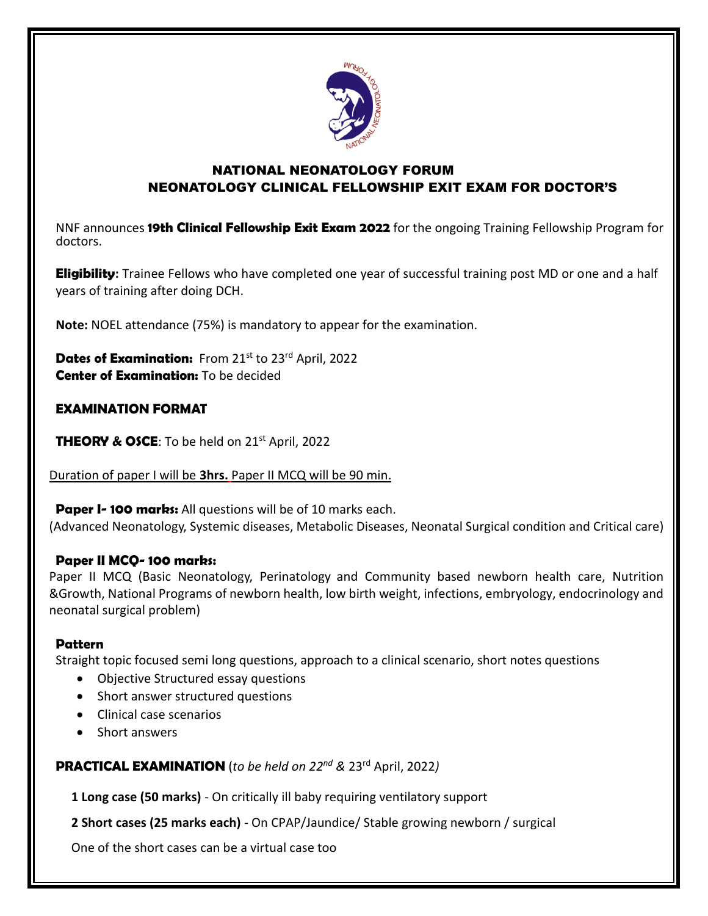# NATIONAL NEONATOLOGY FORUM
## NEONATOLOGY CLINICAL FELLOWSHIP EXIT EXAM FOR DOCTOR'S

NNF announces **19th Clinical Fellowship Exit Exam 2022** for the ongoing Training Fellowship Program for doctors.

**Eligibility:** Trainee Fellows who have completed one year of successful training post MD or one and a half years of training after doing DCH.

**Note:** NOEL attendance (75%) is mandatory to appear for the examination.

**Dates of Examination:** From 21st to 23rd April, 2022
**Center of Examination:** To be decided

### EXAMINATION FORMAT

**THEORY & OSCE**: To be held on 21st April, 2022

Duration of paper I will be **3hrs.** Paper II MCQ will be 90 min.

**Paper I- 100 marks:** All questions will be of 10 marks each.
(Advanced Neonatology, Systemic diseases, Metabolic Diseases, Neonatal Surgical condition and Critical care)

**Paper II MCQ- 100 marks:**
Paper II MCQ (Basic Neonatology, Perinatology and Community based newborn health care, Nutrition &Growth, National Programs of newborn health, low birth weight, infections, embryology, endocrinology and neonatal surgical problem)

**Pattern**
Straight topic focused semi long questions, approach to a clinical scenario, short notes questions

- Objective Structured essay questions
- Short answer structured questions
- Clinical case scenarios
- Short answers

**PRACTICAL EXAMINATION** (*to be held on 22nd & 23rd April, 2022*)

**1 Long case (50 marks)** - On critically ill baby requiring ventilatory support

**2 Short cases (25 marks each)** - On CPAP/Jaundice/ Stable growing newborn / surgical

One of the short cases can be a virtual case too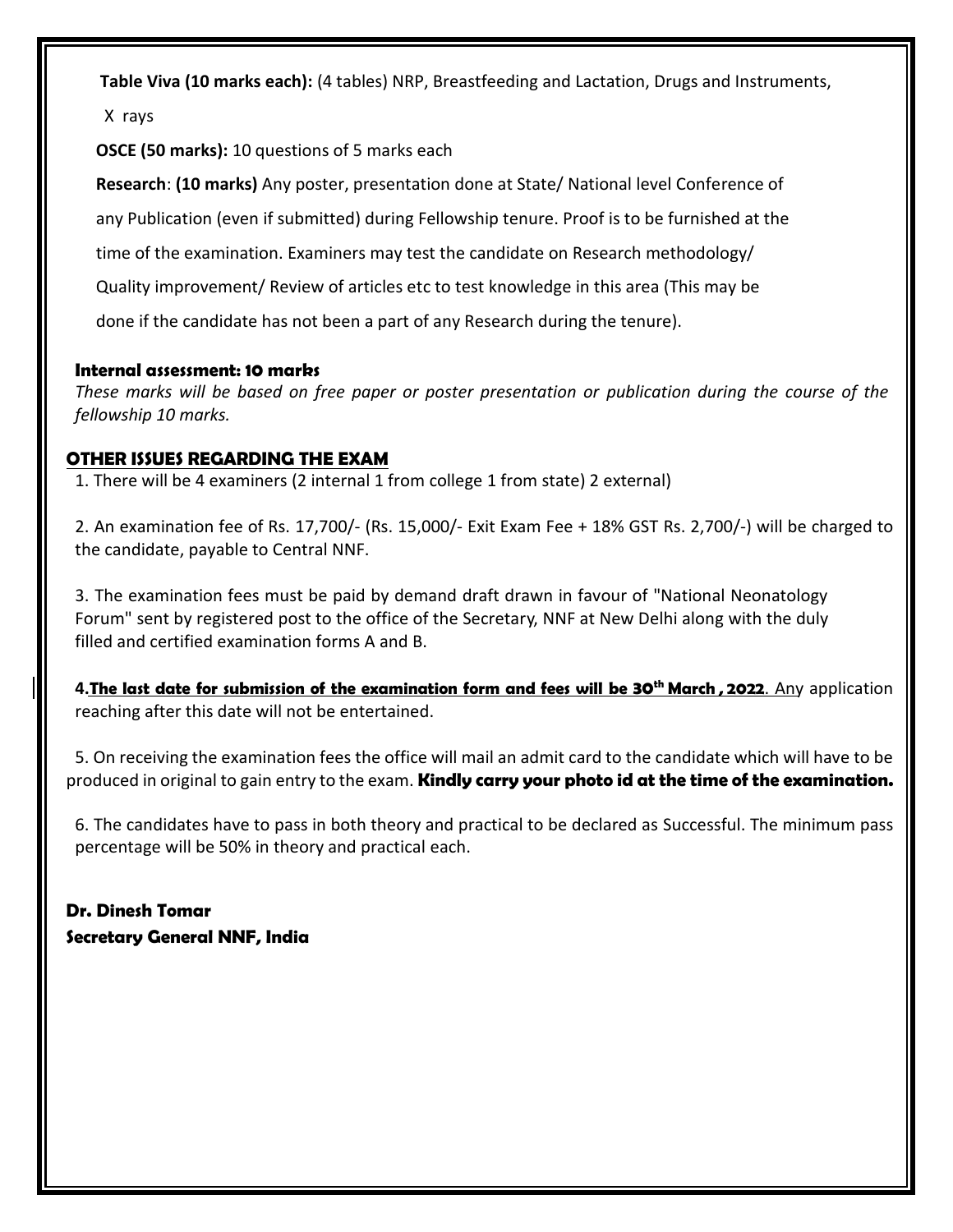**Table Viva (10 marks each):** (4 tables) NRP, Breastfeeding and Lactation, Drugs and Instruments, X rays

**OSCE (50 marks):** 10 questions of 5 marks each

**Research**: **(10 marks)** Any poster, presentation done at State/ National level Conference of any Publication (even if submitted) during Fellowship tenure. Proof is to be furnished at the time of the examination. Examiners may test the candidate on Research methodology/ Quality improvement/ Review of articles etc to test knowledge in this area (This may be done if the candidate has not been a part of any Research during the tenure).

**Internal assessment: 10 marks**

*These marks will be based on free paper or poster presentation or publication during the course of the fellowship 10 marks.*

## OTHER ISSUES REGARDING THE EXAM

1. There will be 4 examiners (2 internal 1 from college 1 from state) 2 external)

2. An examination fee of Rs. 17,700/- (Rs. 15,000/- Exit Exam Fee + 18% GST Rs. 2,700/-) will be charged to the candidate, payable to Central NNF.

3. The examination fees must be paid by demand draft drawn in favour of "National Neonatology Forum" sent by registered post to the office of the Secretary, NNF at New Delhi along with the duly filled and certified examination forms A and B.

4. **The last date for submission of the examination form and fees will be 30th March , 2022**. Any application reaching after this date will not be entertained.

5. On receiving the examination fees the office will mail an admit card to the candidate which will have to be produced in original to gain entry to the exam. **Kindly carry your photo id at the time of the examination.**

6. The candidates have to pass in both theory and practical to be declared as Successful. The minimum pass percentage will be 50% in theory and practical each.

**Dr. Dinesh Tomar**
**Secretary General NNF, India**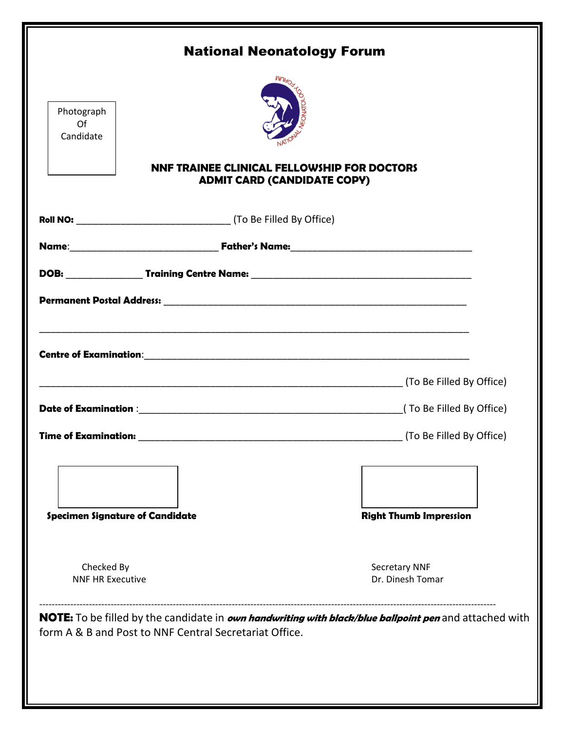# National Neonatology Forum

Photograph Of Candidate

**NNF TRAINEE CLINICAL FELLOWSHIP FOR DOCTORS**
**ADMIT CARD (CANDIDATE COPY)**

**Roll NO:** ______________________________ (To Be Filled By Office)

**Name**:_____________________________ **Father's Name:**___________________________________

**DOB:** _______________ **Training Centre Name:** ___________________________________________

**Permanent Postal Address:** ___________________________________________________________

__________________________________________________________________________________

**Centre of Examination**:_______________________________________________________________

______________________________________________________________________ (To Be Filled By Office)

**Date of Examination** :__________________________________________________( To Be Filled By Office)

**Time of Examination:** __________________________________________________ (To Be Filled By Office)

**Specimen Signature of Candidate**

**Right Thumb Impression**

Checked By
NNF HR Executive

Secretary NNF
Dr. Dinesh Tomar

---

**NOTE:** To be filled by the candidate in ***own handwriting with black/blue ballpoint pen*** and attached with form A & B and Post to NNF Central Secretariat Office.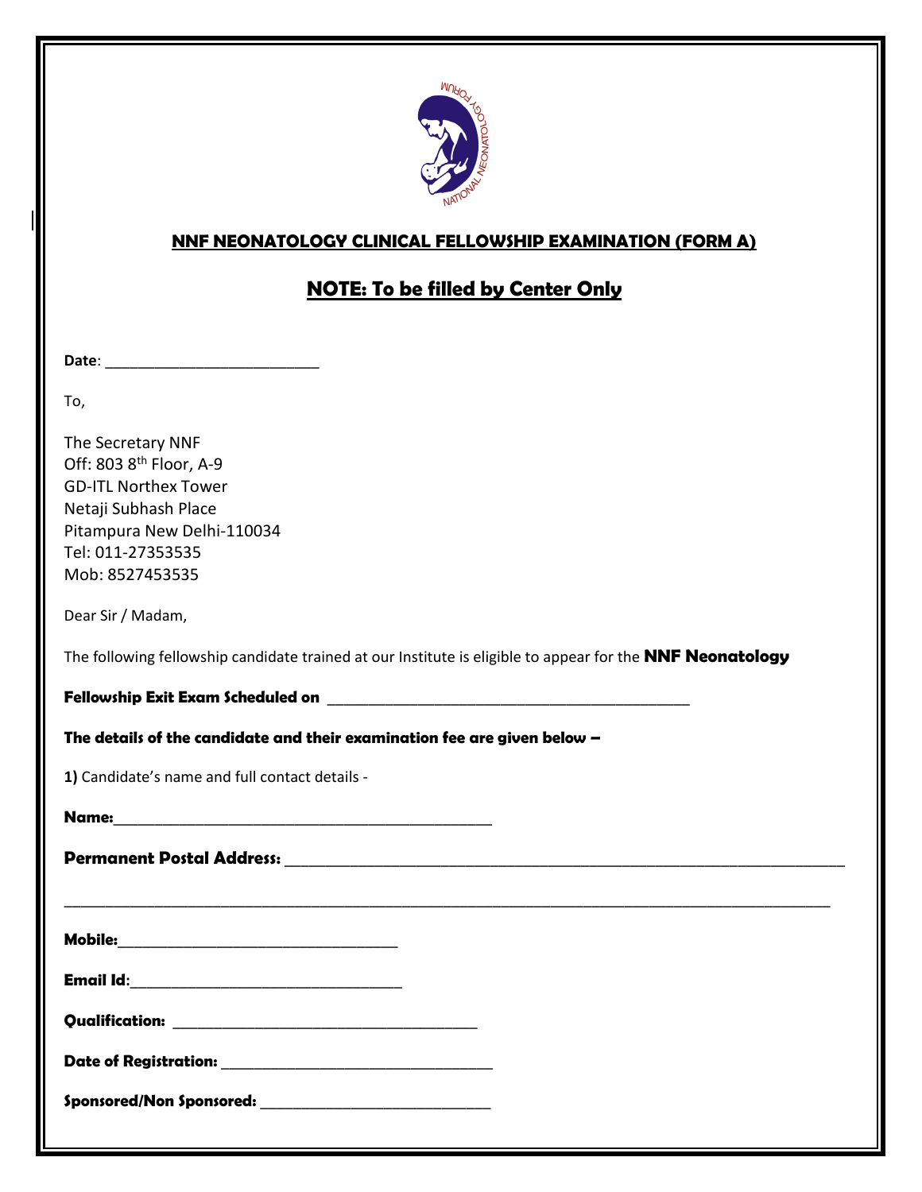## NNF NEONATOLOGY CLINICAL FELLOWSHIP EXAMINATION (FORM A)

## NOTE: To be filled by Center Only

**Date**: ___________________________

To,

The Secretary NNF
Off: 803 8th Floor, A-9
GD-ITL Northex Tower
Netaji Subhash Place
Pitampura New Delhi-110034
Tel: 011-27353535
Mob: 8527453535

Dear Sir / Madam,

The following fellowship candidate trained at our Institute is eligible to appear for the **NNF Neonatology**

**Fellowship Exit Exam Scheduled on** ______________________________________________

**The details of the candidate and their examination fee are given below –**

**1)** Candidate's name and full contact details -

**Name:**________________________________________________

**Permanent Postal Address:** _______________________________________________________________________

_____________________________________________________________________________________________________

**Mobile:**____________________________________

**Email Id**:___________________________________

**Qualification:** _______________________________________

**Date of Registration:** __________________________________

**Sponsored/Non Sponsored:** _____________________________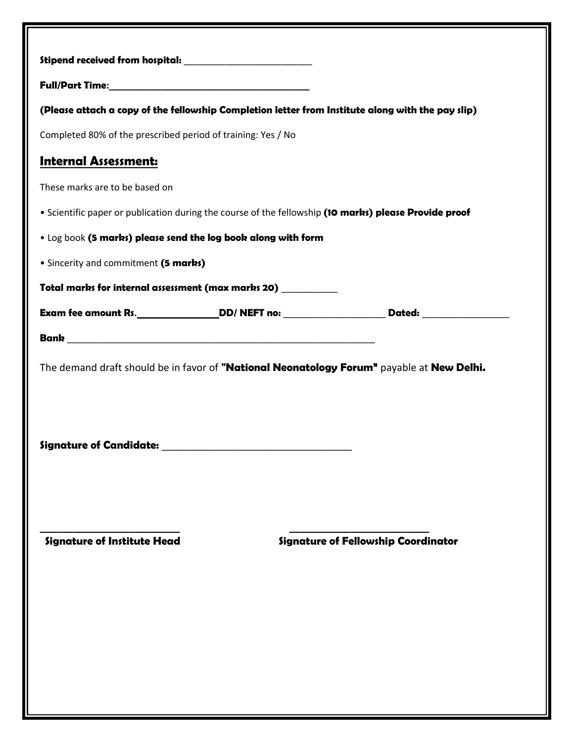**Stipend received from hospital:** ___________________________

**Full/Part Time**:___________________________________________

**(Please attach a copy of the fellowship Completion letter from Institute along with the pay slip)**

Completed 80% of the prescribed period of training: Yes / No

## Internal Assessment:

These marks are to be based on

• Scientific paper or publication during the course of the fellowship **(10 marks) please Provide proof**

• Log book **(5 marks) please send the log book along with form**

• Sincerity and commitment **(5 marks)**

**Total marks for internal assessment (max marks 20)** ___________

**Exam fee amount Rs.**_________________**DD/ NEFT no:** ____________________ **Dated:** _________________

**Bank** _______________________________________________________________

The demand draft should be in favor of **"National Neonatology Forum"** payable at **New Delhi.**

**Signature of Candidate:** _____________________________________

_____________________________ _____________________________

**Signature of Institute Head** **Signature of Fellowship Coordinator**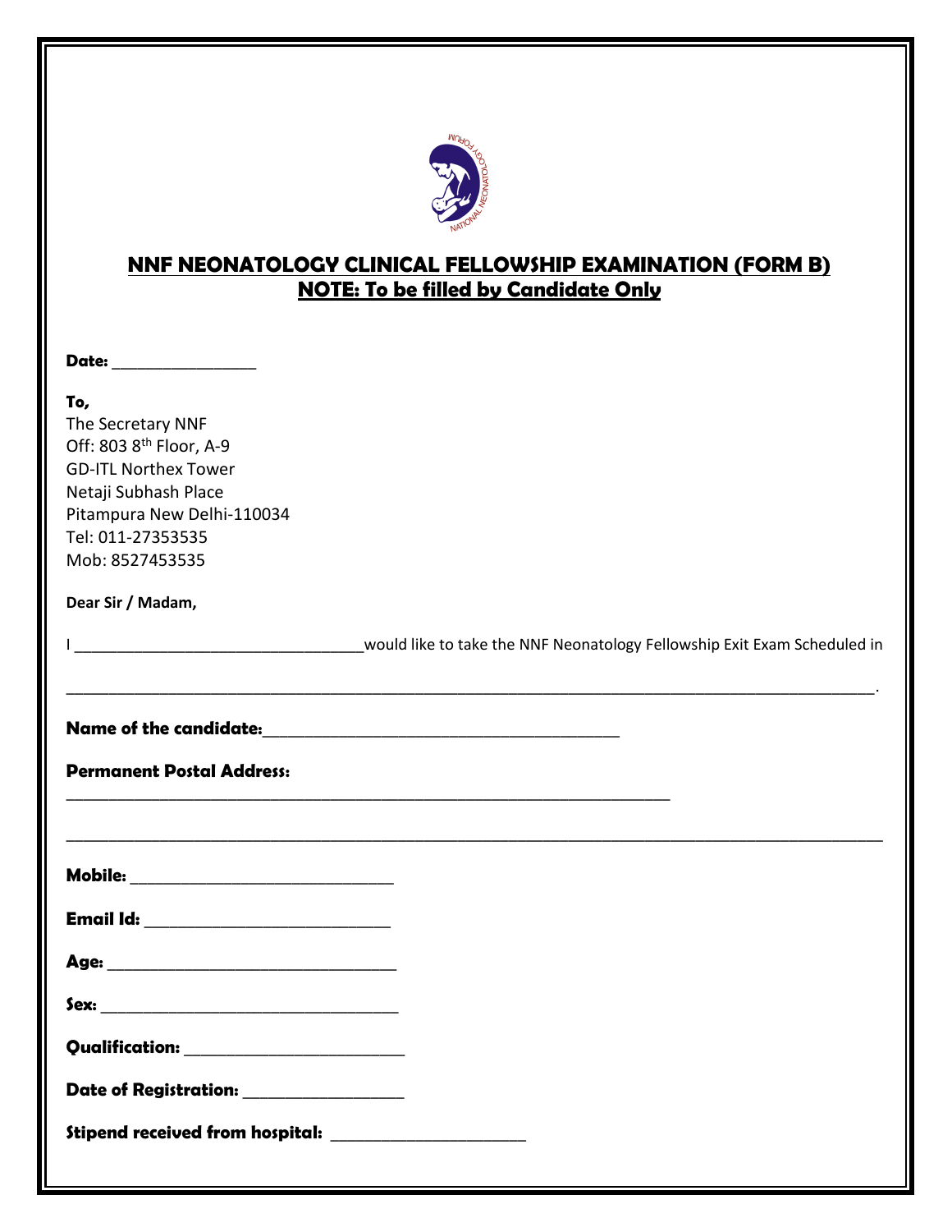## NNF NEONATOLOGY CLINICAL FELLOWSHIP EXAMINATION (FORM B)
## NOTE: To be filled by Candidate Only

**Date:** ________________

**To,**
The Secretary NNF
Off: 803 8th Floor, A-9
GD-ITL Northex Tower
Netaji Subhash Place
Pitampura New Delhi-110034
Tel: 011-27353535
Mob: 8527453535

**Dear Sir / Madam,**

I ________________________________would like to take the NNF Neonatology Fellowship Exit Exam Scheduled in

__________________________________________________________________________________.

**Name of the candidate:**________________________________________

**Permanent Postal Address:**

____________________________________________________________________

__________________________________________________________________________________

**Mobile:** _____________________________

**Email Id:** ___________________________

**Age:** ________________________________

**Sex:** ________________________________

**Qualification:** ________________________

**Date of Registration:** __________________

**Stipend received from hospital:** ______________________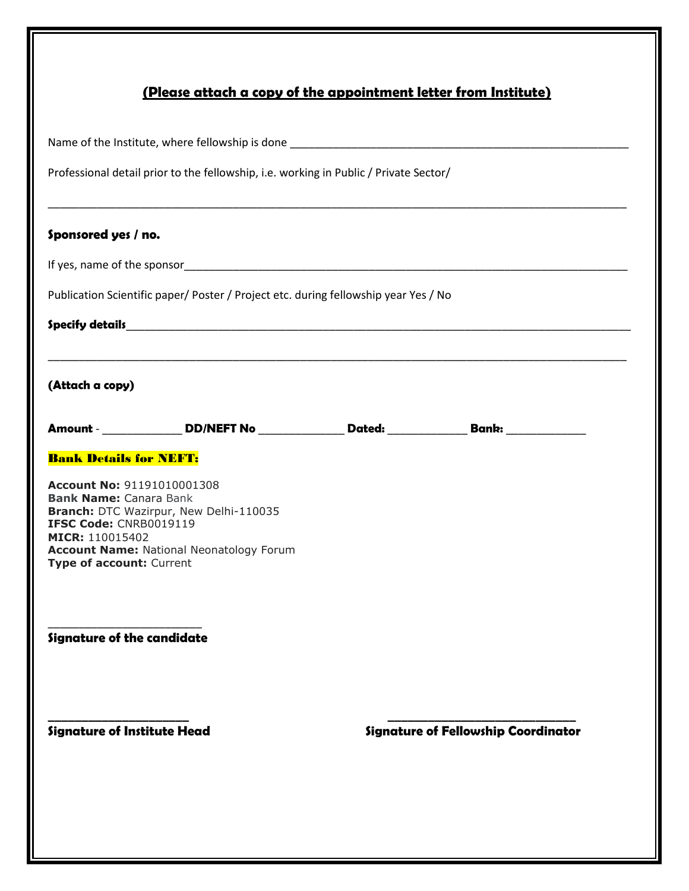## (Please attach a copy of the appointment letter from Institute)

Name of the Institute, where fellowship is done ______________________________________________________

Professional detail prior to the fellowship, i.e. working in Public / Private Sector/

______________________________________________________________________________________________

**Sponsored yes / no.**

If yes, name of the sponsor______________________________________________________________________

Publication Scientific paper/ Poster / Project etc. during fellowship year Yes / No

**Specify details**_______________________________________________________________________________

______________________________________________________________________________________________

**(Attach a copy)**

**Amount** - _____________ **DD/NEFT No** ______________ **Dated:** _____________ **Bank:** _____________

**Bank Details for NEFT:**

**Account No:** 91191010001308
**Bank Name:** Canara Bank
**Branch:** DTC Wazirpur, New Delhi-110035
**IFSC Code:** CNRB0019119
**MICR:** 110015402
**Account Name:** National Neonatology Forum
**Type of account:** Current

_________________________
**Signature of the candidate**

_______________________
**Signature of Institute Head**

______________________________
**Signature of Fellowship Coordinator**